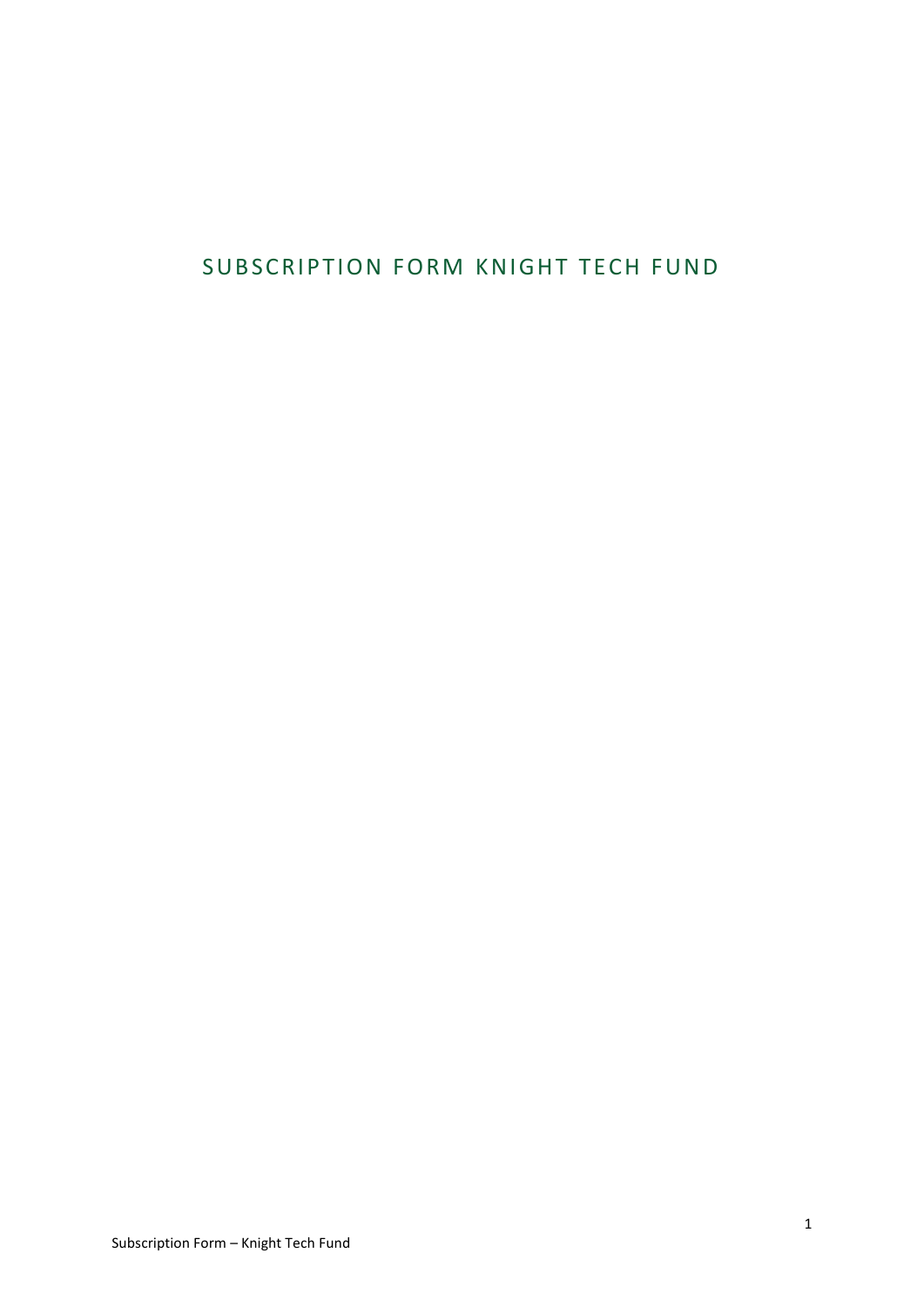# SUBSCRIPTION FORM KNIGHT TECH FUND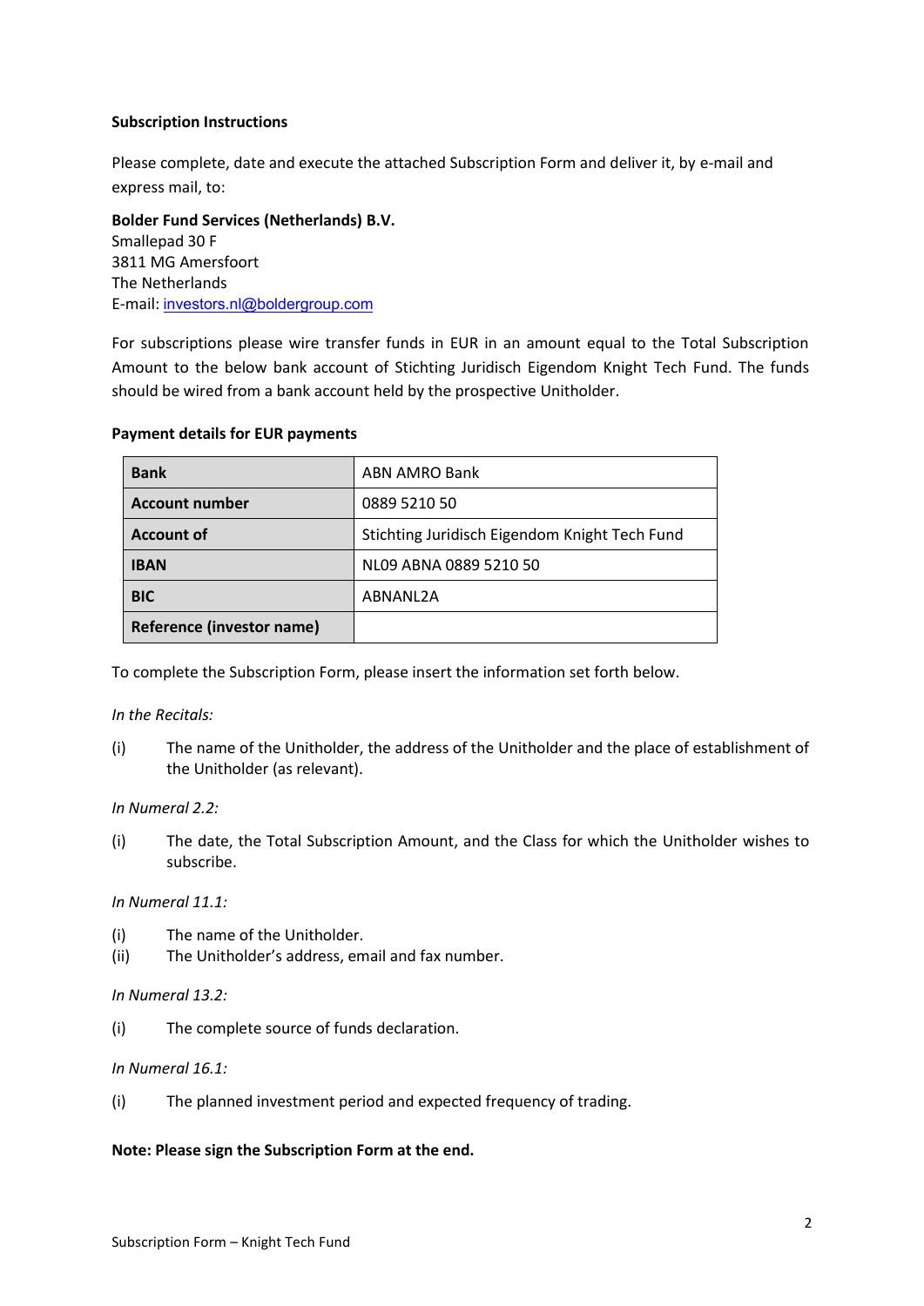**Subscription Instructions**

Please complete, date and execute the attached Subscription Form and deliver it, by e-mail and express mail, to:

**Bolder Fund Services (Netherlands) B.V.**
Smallepad 30 F
3811 MG Amersfoort
The Netherlands
E-mail: investors.nl@boldergroup.com

For subscriptions please wire transfer funds in EUR in an amount equal to the Total Subscription Amount to the below bank account of Stichting Juridisch Eigendom Knight Tech Fund. The funds should be wired from a bank account held by the prospective Unitholder.

**Payment details for EUR payments**

| | |
|---|---|
| **Bank** | ABN AMRO Bank |
| **Account number** | 0889 5210 50 |
| **Account of** | Stichting Juridisch Eigendom Knight Tech Fund |
| **IBAN** | NL09 ABNA 0889 5210 50 |
| **BIC** | ABNANL2A |
| **Reference (investor name)** | |

To complete the Subscription Form, please insert the information set forth below.

*In the Recitals:*

(i) The name of the Unitholder, the address of the Unitholder and the place of establishment of the Unitholder (as relevant).

*In Numeral 2.2:*

(i) The date, the Total Subscription Amount, and the Class for which the Unitholder wishes to subscribe.

*In Numeral 11.1:*

(i) The name of the Unitholder.
(ii) The Unitholder's address, email and fax number.

*In Numeral 13.2:*

(i) The complete source of funds declaration.

*In Numeral 16.1:*

(i) The planned investment period and expected frequency of trading.

**Note: Please sign the Subscription Form at the end.**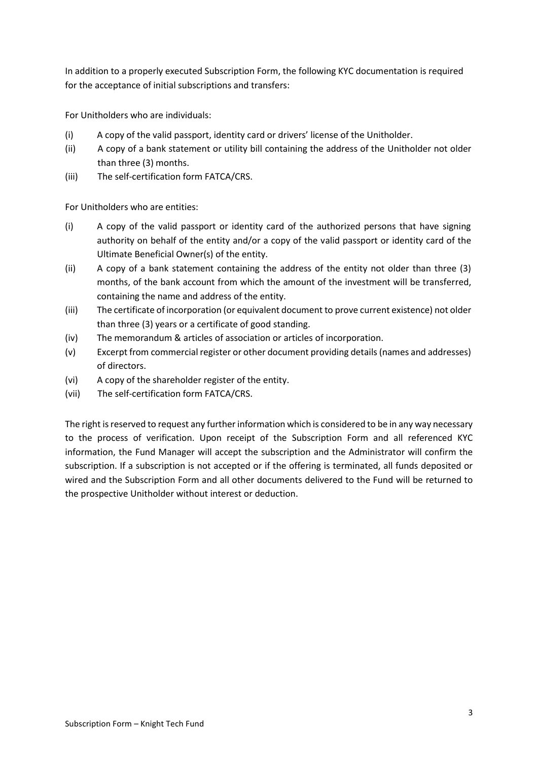In addition to a properly executed Subscription Form, the following KYC documentation is required for the acceptance of initial subscriptions and transfers:

For Unitholders who are individuals:

(i) A copy of the valid passport, identity card or drivers' license of the Unitholder.
(ii) A copy of a bank statement or utility bill containing the address of the Unitholder not older than three (3) months.
(iii) The self-certification form FATCA/CRS.

For Unitholders who are entities:

(i) A copy of the valid passport or identity card of the authorized persons that have signing authority on behalf of the entity and/or a copy of the valid passport or identity card of the Ultimate Beneficial Owner(s) of the entity.
(ii) A copy of a bank statement containing the address of the entity not older than three (3) months, of the bank account from which the amount of the investment will be transferred, containing the name and address of the entity.
(iii) The certificate of incorporation (or equivalent document to prove current existence) not older than three (3) years or a certificate of good standing.
(iv) The memorandum & articles of association or articles of incorporation.
(v) Excerpt from commercial register or other document providing details (names and addresses) of directors.
(vi) A copy of the shareholder register of the entity.
(vii) The self-certification form FATCA/CRS.

The right is reserved to request any further information which is considered to be in any way necessary to the process of verification. Upon receipt of the Subscription Form and all referenced KYC information, the Fund Manager will accept the subscription and the Administrator will confirm the subscription. If a subscription is not accepted or if the offering is terminated, all funds deposited or wired and the Subscription Form and all other documents delivered to the Fund will be returned to the prospective Unitholder without interest or deduction.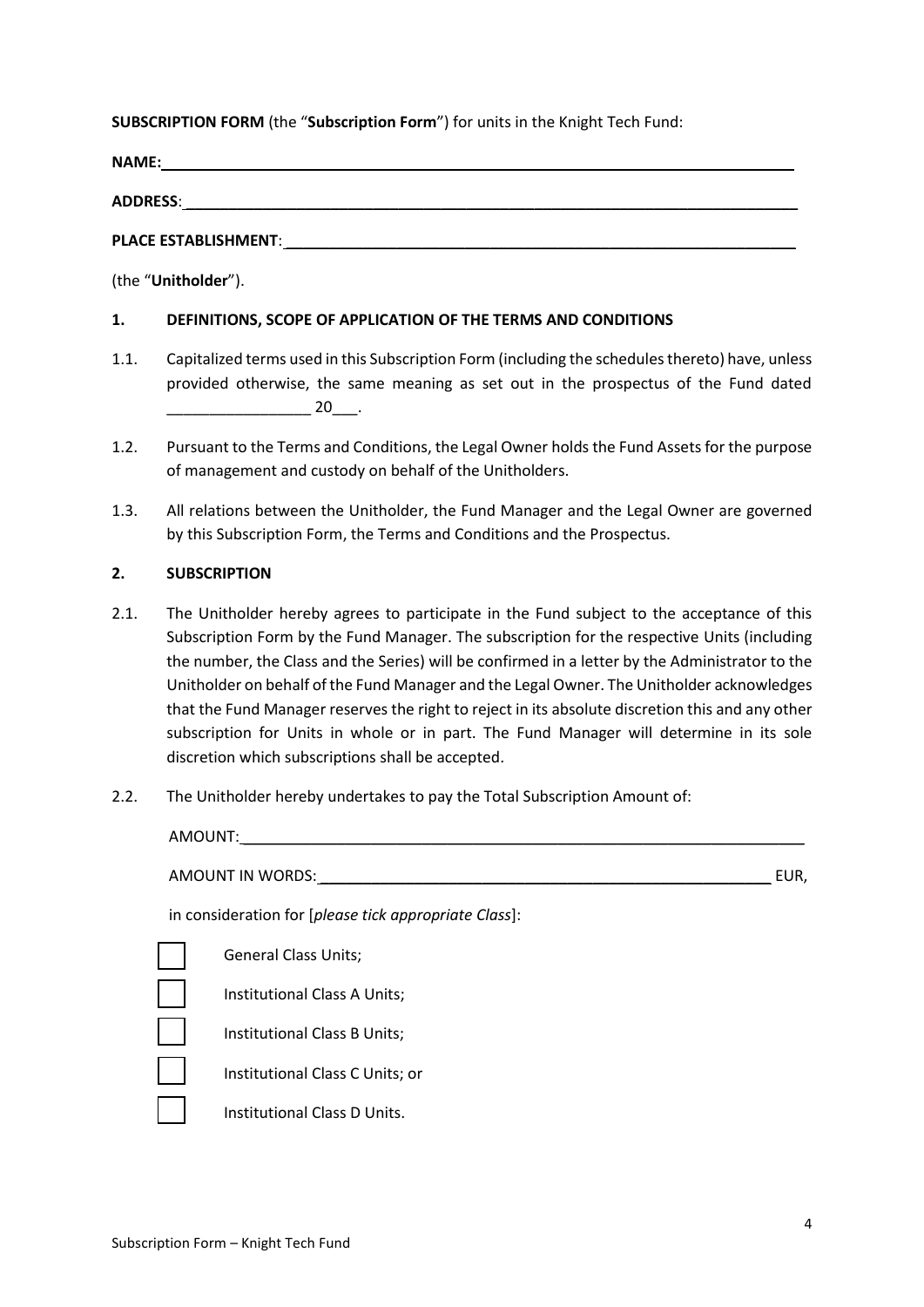**SUBSCRIPTION FORM** (the "**Subscription Form**") for units in the Knight Tech Fund:

**NAME:**\_\_\_\_\_\_\_\_\_\_\_\_\_\_\_\_\_\_\_\_\_\_\_\_\_\_\_\_\_\_\_\_\_\_\_\_\_\_\_\_\_\_\_\_\_\_\_\_\_\_\_\_\_\_\_\_\_\_\_\_\_\_\_\_\_\_\_\_\_\_

**ADDRESS**:\_\_\_\_\_\_\_\_\_\_\_\_\_\_\_\_\_\_\_\_\_\_\_\_\_\_\_\_\_\_\_\_\_\_\_\_\_\_\_\_\_\_\_\_\_\_\_\_\_\_\_\_\_\_\_\_\_\_\_\_\_\_\_\_\_\_\_

**PLACE ESTABLISHMENT**:\_\_\_\_\_\_\_\_\_\_\_\_\_\_\_\_\_\_\_\_\_\_\_\_\_\_\_\_\_\_\_\_\_\_\_\_\_\_\_\_\_\_\_\_\_\_\_\_\_\_\_\_\_\_\_\_

(the "**Unitholder**").

## 1. DEFINITIONS, SCOPE OF APPLICATION OF THE TERMS AND CONDITIONS

1.1. Capitalized terms used in this Subscription Form (including the schedules thereto) have, unless provided otherwise, the same meaning as set out in the prospectus of the Fund dated \_\_\_\_\_\_\_\_\_\_\_\_\_\_\_\_\_ 20\_\_\_.

1.2. Pursuant to the Terms and Conditions, the Legal Owner holds the Fund Assets for the purpose of management and custody on behalf of the Unitholders.

1.3. All relations between the Unitholder, the Fund Manager and the Legal Owner are governed by this Subscription Form, the Terms and Conditions and the Prospectus.

## 2. SUBSCRIPTION

2.1. The Unitholder hereby agrees to participate in the Fund subject to the acceptance of this Subscription Form by the Fund Manager. The subscription for the respective Units (including the number, the Class and the Series) will be confirmed in a letter by the Administrator to the Unitholder on behalf of the Fund Manager and the Legal Owner. The Unitholder acknowledges that the Fund Manager reserves the right to reject in its absolute discretion this and any other subscription for Units in whole or in part. The Fund Manager will determine in its sole discretion which subscriptions shall be accepted.

2.2. The Unitholder hereby undertakes to pay the Total Subscription Amount of:

AMOUNT:\_\_\_\_\_\_\_\_\_\_\_\_\_\_\_\_\_\_\_\_\_\_\_\_\_\_\_\_\_\_\_\_\_\_\_\_\_\_\_\_\_\_\_\_\_\_\_\_\_\_\_\_\_\_\_\_\_\_\_\_\_\_\_\_

AMOUNT IN WORDS:\_\_\_\_\_\_\_\_\_\_\_\_\_\_\_\_\_\_\_\_\_\_\_\_\_\_\_\_\_\_\_\_\_\_\_\_\_\_\_\_\_\_\_\_\_\_\_\_\_\_\_\_ EUR,

in consideration for [*please tick appropriate Class*]:

- ☐ General Class Units;
- ☐ Institutional Class A Units;
- ☐ Institutional Class B Units;
- ☐ Institutional Class C Units; or
- ☐ Institutional Class D Units.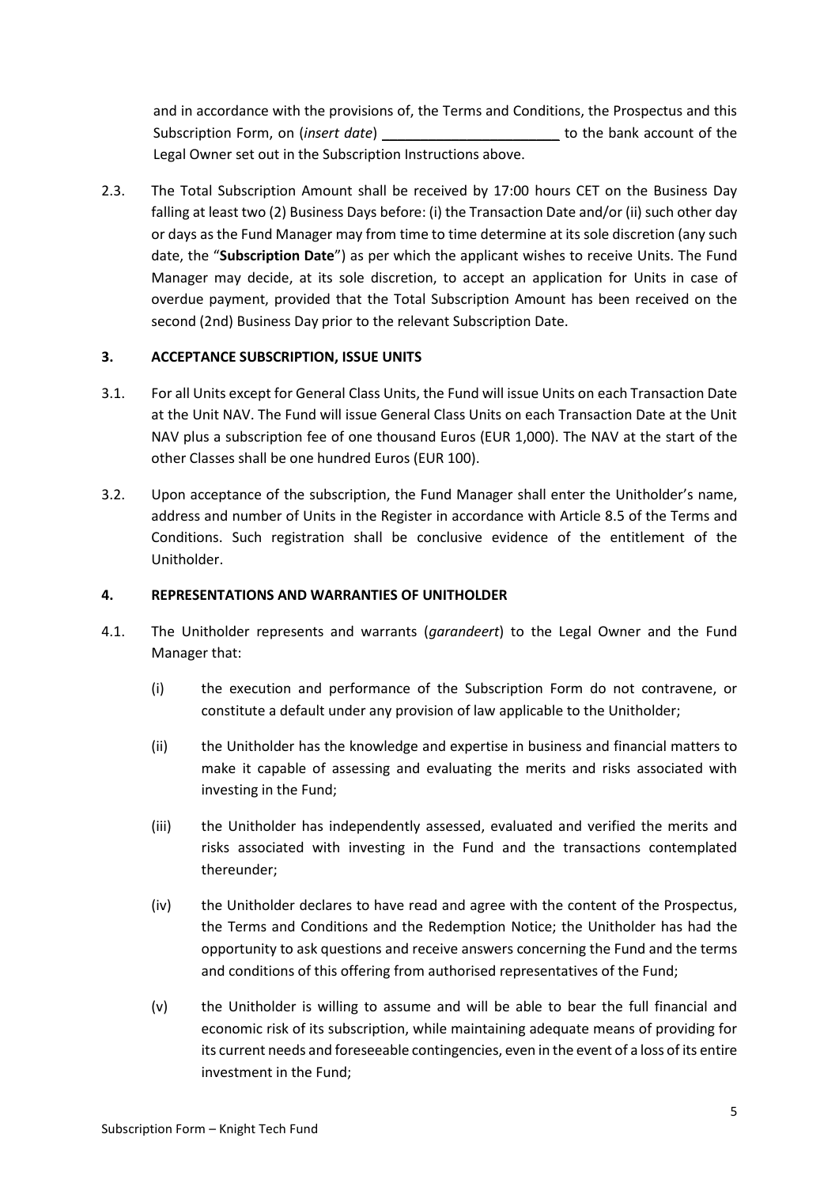and in accordance with the provisions of, the Terms and Conditions, the Prospectus and this Subscription Form, on (*insert date*) \_\_\_\_\_\_\_\_\_\_\_\_\_\_\_\_\_\_\_\_\_\_\_ to the bank account of the Legal Owner set out in the Subscription Instructions above.

2.3. The Total Subscription Amount shall be received by 17:00 hours CET on the Business Day falling at least two (2) Business Days before: (i) the Transaction Date and/or (ii) such other day or days as the Fund Manager may from time to time determine at its sole discretion (any such date, the "**Subscription Date**") as per which the applicant wishes to receive Units. The Fund Manager may decide, at its sole discretion, to accept an application for Units in case of overdue payment, provided that the Total Subscription Amount has been received on the second (2nd) Business Day prior to the relevant Subscription Date.

**3. ACCEPTANCE SUBSCRIPTION, ISSUE UNITS**

3.1. For all Units except for General Class Units, the Fund will issue Units on each Transaction Date at the Unit NAV. The Fund will issue General Class Units on each Transaction Date at the Unit NAV plus a subscription fee of one thousand Euros (EUR 1,000). The NAV at the start of the other Classes shall be one hundred Euros (EUR 100).

3.2. Upon acceptance of the subscription, the Fund Manager shall enter the Unitholder's name, address and number of Units in the Register in accordance with Article 8.5 of the Terms and Conditions. Such registration shall be conclusive evidence of the entitlement of the Unitholder.

**4. REPRESENTATIONS AND WARRANTIES OF UNITHOLDER**

4.1. The Unitholder represents and warrants (*garandeert*) to the Legal Owner and the Fund Manager that:

(i) the execution and performance of the Subscription Form do not contravene, or constitute a default under any provision of law applicable to the Unitholder;

(ii) the Unitholder has the knowledge and expertise in business and financial matters to make it capable of assessing and evaluating the merits and risks associated with investing in the Fund;

(iii) the Unitholder has independently assessed, evaluated and verified the merits and risks associated with investing in the Fund and the transactions contemplated thereunder;

(iv) the Unitholder declares to have read and agree with the content of the Prospectus, the Terms and Conditions and the Redemption Notice; the Unitholder has had the opportunity to ask questions and receive answers concerning the Fund and the terms and conditions of this offering from authorised representatives of the Fund;

(v) the Unitholder is willing to assume and will be able to bear the full financial and economic risk of its subscription, while maintaining adequate means of providing for its current needs and foreseeable contingencies, even in the event of a loss of its entire investment in the Fund;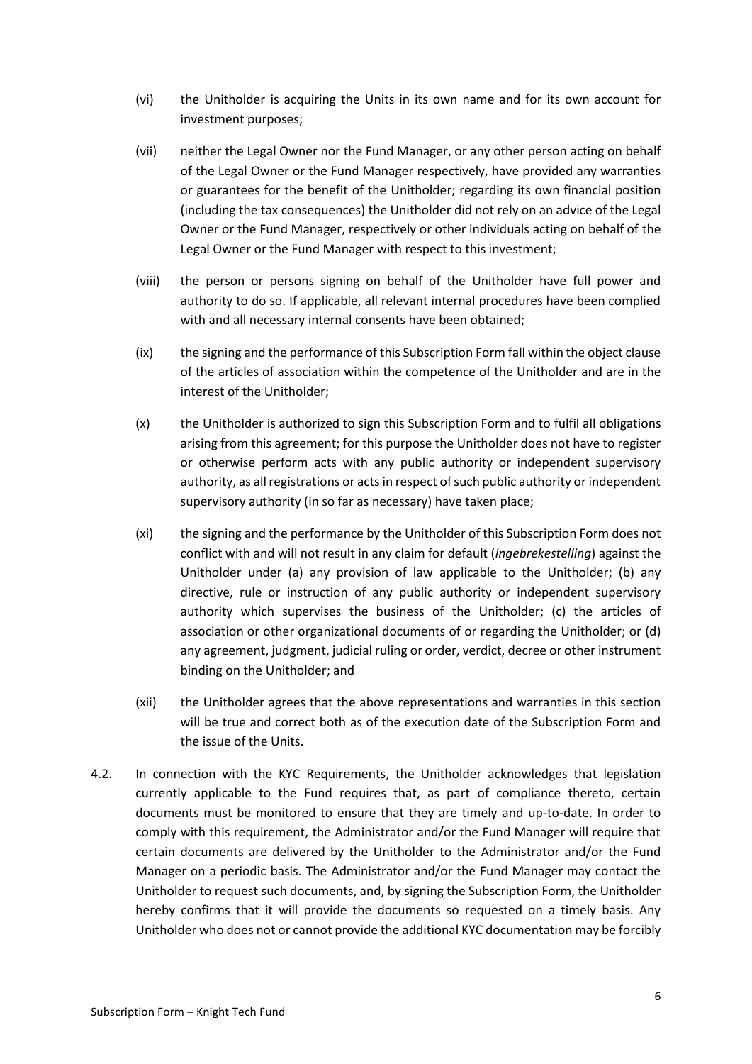(vi) the Unitholder is acquiring the Units in its own name and for its own account for investment purposes;

(vii) neither the Legal Owner nor the Fund Manager, or any other person acting on behalf of the Legal Owner or the Fund Manager respectively, have provided any warranties or guarantees for the benefit of the Unitholder; regarding its own financial position (including the tax consequences) the Unitholder did not rely on an advice of the Legal Owner or the Fund Manager, respectively or other individuals acting on behalf of the Legal Owner or the Fund Manager with respect to this investment;

(viii) the person or persons signing on behalf of the Unitholder have full power and authority to do so. If applicable, all relevant internal procedures have been complied with and all necessary internal consents have been obtained;

(ix) the signing and the performance of this Subscription Form fall within the object clause of the articles of association within the competence of the Unitholder and are in the interest of the Unitholder;

(x) the Unitholder is authorized to sign this Subscription Form and to fulfil all obligations arising from this agreement; for this purpose the Unitholder does not have to register or otherwise perform acts with any public authority or independent supervisory authority, as all registrations or acts in respect of such public authority or independent supervisory authority (in so far as necessary) have taken place;

(xi) the signing and the performance by the Unitholder of this Subscription Form does not conflict with and will not result in any claim for default (*ingebrekestelling*) against the Unitholder under (a) any provision of law applicable to the Unitholder; (b) any directive, rule or instruction of any public authority or independent supervisory authority which supervises the business of the Unitholder; (c) the articles of association or other organizational documents of or regarding the Unitholder; or (d) any agreement, judgment, judicial ruling or order, verdict, decree or other instrument binding on the Unitholder; and

(xii) the Unitholder agrees that the above representations and warranties in this section will be true and correct both as of the execution date of the Subscription Form and the issue of the Units.

4.2. In connection with the KYC Requirements, the Unitholder acknowledges that legislation currently applicable to the Fund requires that, as part of compliance thereto, certain documents must be monitored to ensure that they are timely and up-to-date. In order to comply with this requirement, the Administrator and/or the Fund Manager will require that certain documents are delivered by the Unitholder to the Administrator and/or the Fund Manager on a periodic basis. The Administrator and/or the Fund Manager may contact the Unitholder to request such documents, and, by signing the Subscription Form, the Unitholder hereby confirms that it will provide the documents so requested on a timely basis. Any Unitholder who does not or cannot provide the additional KYC documentation may be forcibly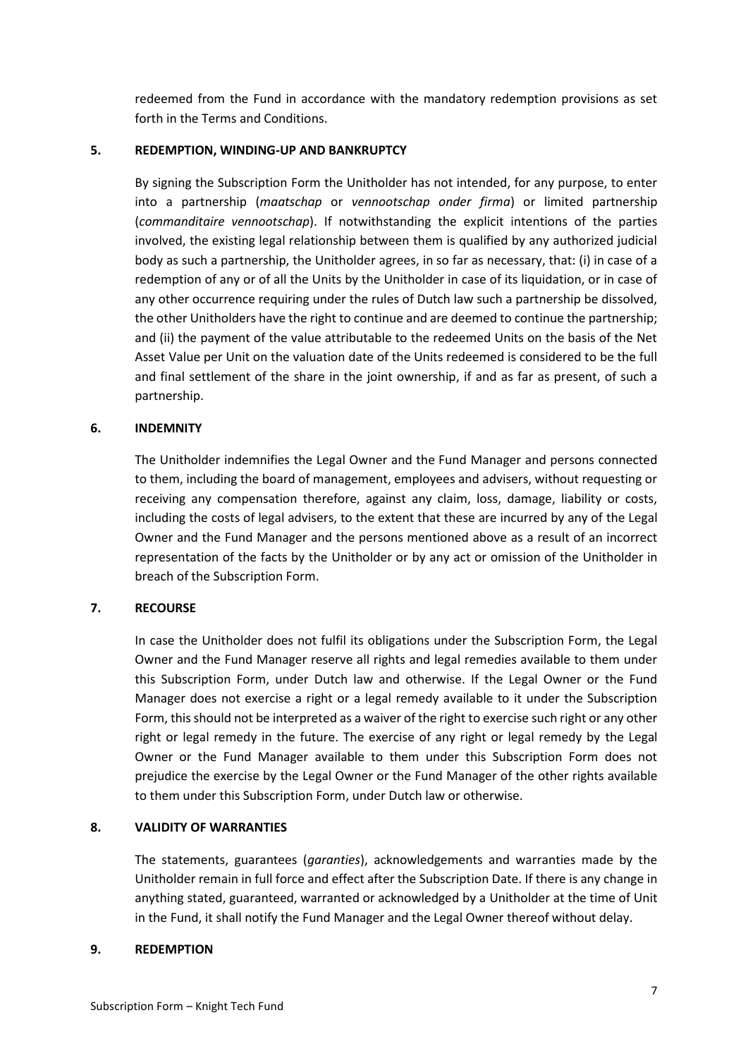redeemed from the Fund in accordance with the mandatory redemption provisions as set forth in the Terms and Conditions.

## 5. REDEMPTION, WINDING-UP AND BANKRUPTCY

By signing the Subscription Form the Unitholder has not intended, for any purpose, to enter into a partnership (*maatschap* or *vennootschap onder firma*) or limited partnership (*commanditaire vennootschap*). If notwithstanding the explicit intentions of the parties involved, the existing legal relationship between them is qualified by any authorized judicial body as such a partnership, the Unitholder agrees, in so far as necessary, that: (i) in case of a redemption of any or of all the Units by the Unitholder in case of its liquidation, or in case of any other occurrence requiring under the rules of Dutch law such a partnership be dissolved, the other Unitholders have the right to continue and are deemed to continue the partnership; and (ii) the payment of the value attributable to the redeemed Units on the basis of the Net Asset Value per Unit on the valuation date of the Units redeemed is considered to be the full and final settlement of the share in the joint ownership, if and as far as present, of such a partnership.

## 6. INDEMNITY

The Unitholder indemnifies the Legal Owner and the Fund Manager and persons connected to them, including the board of management, employees and advisers, without requesting or receiving any compensation therefore, against any claim, loss, damage, liability or costs, including the costs of legal advisers, to the extent that these are incurred by any of the Legal Owner and the Fund Manager and the persons mentioned above as a result of an incorrect representation of the facts by the Unitholder or by any act or omission of the Unitholder in breach of the Subscription Form.

## 7. RECOURSE

In case the Unitholder does not fulfil its obligations under the Subscription Form, the Legal Owner and the Fund Manager reserve all rights and legal remedies available to them under this Subscription Form, under Dutch law and otherwise. If the Legal Owner or the Fund Manager does not exercise a right or a legal remedy available to it under the Subscription Form, this should not be interpreted as a waiver of the right to exercise such right or any other right or legal remedy in the future. The exercise of any right or legal remedy by the Legal Owner or the Fund Manager available to them under this Subscription Form does not prejudice the exercise by the Legal Owner or the Fund Manager of the other rights available to them under this Subscription Form, under Dutch law or otherwise.

## 8. VALIDITY OF WARRANTIES

The statements, guarantees (*garanties*), acknowledgements and warranties made by the Unitholder remain in full force and effect after the Subscription Date. If there is any change in anything stated, guaranteed, warranted or acknowledged by a Unitholder at the time of Unit in the Fund, it shall notify the Fund Manager and the Legal Owner thereof without delay.

## 9. REDEMPTION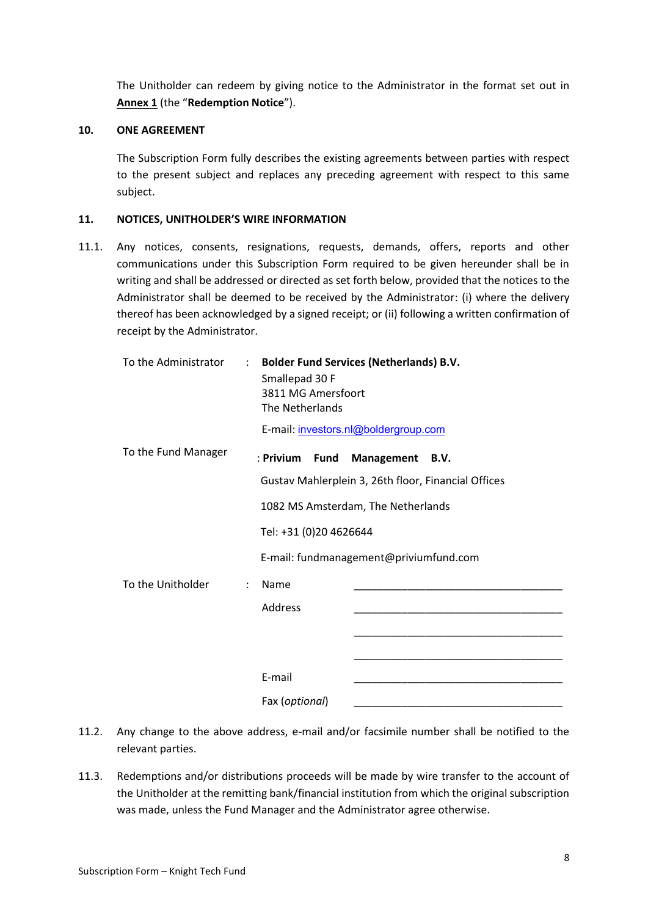The Unitholder can redeem by giving notice to the Administrator in the format set out in **Annex 1** (the "**Redemption Notice**").

## 10. ONE AGREEMENT

The Subscription Form fully describes the existing agreements between parties with respect to the present subject and replaces any preceding agreement with respect to this same subject.

## 11. NOTICES, UNITHOLDER'S WIRE INFORMATION

11.1. Any notices, consents, resignations, requests, demands, offers, reports and other communications under this Subscription Form required to be given hereunder shall be in writing and shall be addressed or directed as set forth below, provided that the notices to the Administrator shall be deemed to be received by the Administrator: (i) where the delivery thereof has been acknowledged by a signed receipt; or (ii) following a written confirmation of receipt by the Administrator.

To the Administrator : **Bolder Fund Services (Netherlands) B.V.**
Smallepad 30 F
3811 MG Amersfoort
The Netherlands
E-mail: investors.nl@boldergroup.com

To the Fund Manager : **Privium Fund Management B.V.**
Gustav Mahlerplein 3, 26th floor, Financial Offices
1082 MS Amsterdam, The Netherlands
Tel: +31 (0)20 4626644
E-mail: fundmanagement@priviumfund.com

To the Unitholder :
Name ____________________________________
Address ____________________________________
____________________________________
____________________________________
E-mail ____________________________________
Fax (*optional*) ____________________________________

11.2. Any change to the above address, e-mail and/or facsimile number shall be notified to the relevant parties.

11.3. Redemptions and/or distributions proceeds will be made by wire transfer to the account of the Unitholder at the remitting bank/financial institution from which the original subscription was made, unless the Fund Manager and the Administrator agree otherwise.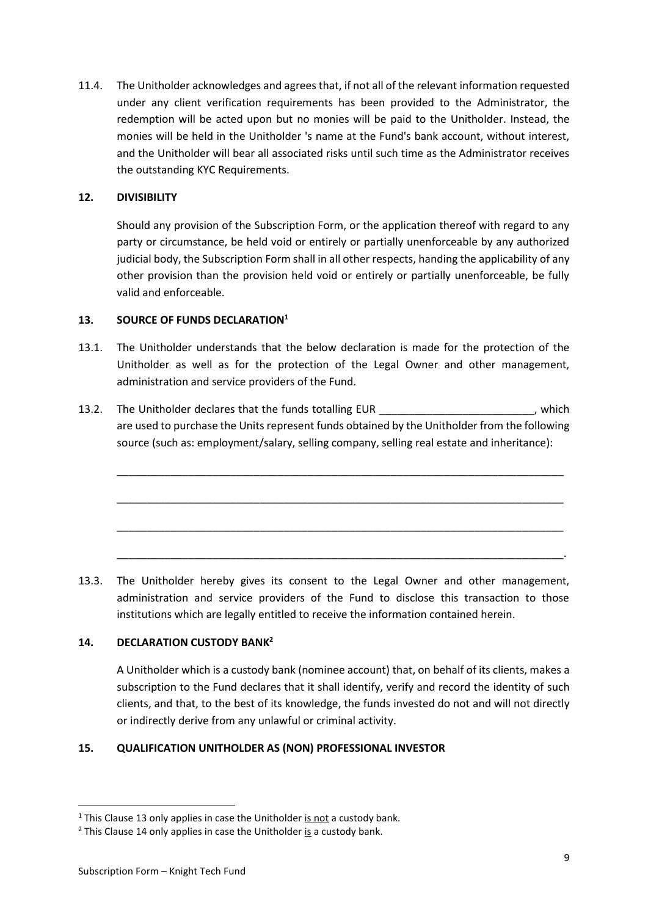11.4. The Unitholder acknowledges and agrees that, if not all of the relevant information requested under any client verification requirements has been provided to the Administrator, the redemption will be acted upon but no monies will be paid to the Unitholder. Instead, the monies will be held in the Unitholder 's name at the Fund's bank account, without interest, and the Unitholder will bear all associated risks until such time as the Administrator receives the outstanding KYC Requirements.

## 12. DIVISIBILITY

Should any provision of the Subscription Form, or the application thereof with regard to any party or circumstance, be held void or entirely or partially unenforceable by any authorized judicial body, the Subscription Form shall in all other respects, handing the applicability of any other provision than the provision held void or entirely or partially unenforceable, be fully valid and enforceable.

## 13. SOURCE OF FUNDS DECLARATION[1]

13.1. The Unitholder understands that the below declaration is made for the protection of the Unitholder as well as for the protection of the Legal Owner and other management, administration and service providers of the Fund.

13.2. The Unitholder declares that the funds totalling EUR __________________________, which are used to purchase the Units represent funds obtained by the Unitholder from the following source (such as: employment/salary, selling company, selling real estate and inheritance):

______________________________________________________________________________

______________________________________________________________________________

______________________________________________________________________________

______________________________________________________________________________.

13.3. The Unitholder hereby gives its consent to the Legal Owner and other management, administration and service providers of the Fund to disclose this transaction to those institutions which are legally entitled to receive the information contained herein.

## 14. DECLARATION CUSTODY BANK[2]

A Unitholder which is a custody bank (nominee account) that, on behalf of its clients, makes a subscription to the Fund declares that it shall identify, verify and record the identity of such clients, and that, to the best of its knowledge, the funds invested do not and will not directly or indirectly derive from any unlawful or criminal activity.

## 15. QUALIFICATION UNITHOLDER AS (NON) PROFESSIONAL INVESTOR

[1] This Clause 13 only applies in case the Unitholder is not a custody bank.

[2] This Clause 14 only applies in case the Unitholder is a custody bank.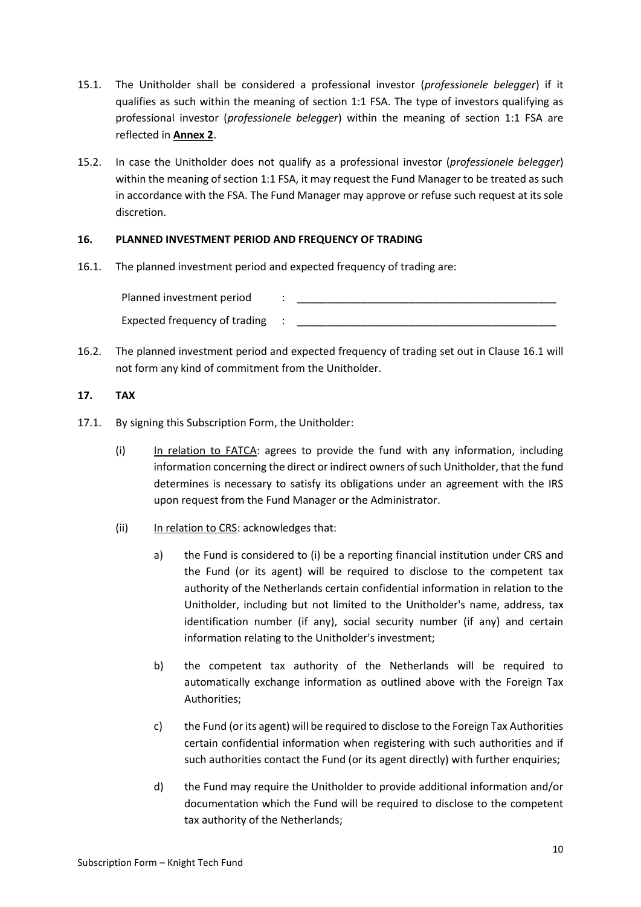15.1. The Unitholder shall be considered a professional investor (*professionele belegger*) if it qualifies as such within the meaning of section 1:1 FSA. The type of investors qualifying as professional investor (*professionele belegger*) within the meaning of section 1:1 FSA are reflected in **Annex 2**.

15.2. In case the Unitholder does not qualify as a professional investor (*professionele belegger*) within the meaning of section 1:1 FSA, it may request the Fund Manager to be treated as such in accordance with the FSA. The Fund Manager may approve or refuse such request at its sole discretion.

## 16. PLANNED INVESTMENT PERIOD AND FREQUENCY OF TRADING

16.1. The planned investment period and expected frequency of trading are:

Planned investment period : _____________________________________________

Expected frequency of trading : _____________________________________________

16.2. The planned investment period and expected frequency of trading set out in Clause 16.1 will not form any kind of commitment from the Unitholder.

## 17. TAX

17.1. By signing this Subscription Form, the Unitholder:

(i) In relation to FATCA: agrees to provide the fund with any information, including information concerning the direct or indirect owners of such Unitholder, that the fund determines is necessary to satisfy its obligations under an agreement with the IRS upon request from the Fund Manager or the Administrator.

(ii) In relation to CRS: acknowledges that:

a) the Fund is considered to (i) be a reporting financial institution under CRS and the Fund (or its agent) will be required to disclose to the competent tax authority of the Netherlands certain confidential information in relation to the Unitholder, including but not limited to the Unitholder's name, address, tax identification number (if any), social security number (if any) and certain information relating to the Unitholder's investment;

b) the competent tax authority of the Netherlands will be required to automatically exchange information as outlined above with the Foreign Tax Authorities;

c) the Fund (or its agent) will be required to disclose to the Foreign Tax Authorities certain confidential information when registering with such authorities and if such authorities contact the Fund (or its agent directly) with further enquiries;

d) the Fund may require the Unitholder to provide additional information and/or documentation which the Fund will be required to disclose to the competent tax authority of the Netherlands;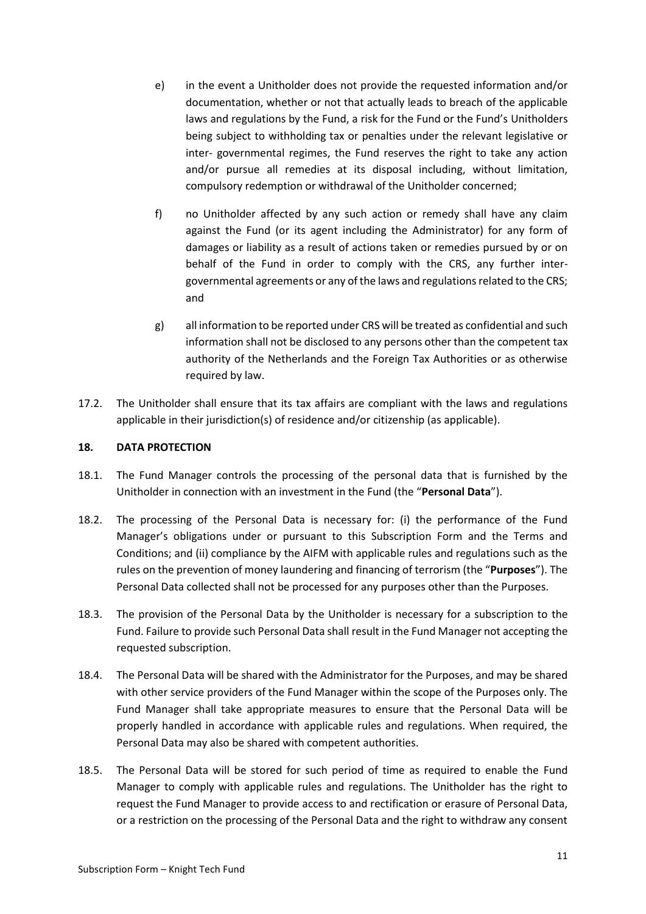e) in the event a Unitholder does not provide the requested information and/or documentation, whether or not that actually leads to breach of the applicable laws and regulations by the Fund, a risk for the Fund or the Fund's Unitholders being subject to withholding tax or penalties under the relevant legislative or inter- governmental regimes, the Fund reserves the right to take any action and/or pursue all remedies at its disposal including, without limitation, compulsory redemption or withdrawal of the Unitholder concerned;

f) no Unitholder affected by any such action or remedy shall have any claim against the Fund (or its agent including the Administrator) for any form of damages or liability as a result of actions taken or remedies pursued by or on behalf of the Fund in order to comply with the CRS, any further inter-governmental agreements or any of the laws and regulations related to the CRS; and

g) all information to be reported under CRS will be treated as confidential and such information shall not be disclosed to any persons other than the competent tax authority of the Netherlands and the Foreign Tax Authorities or as otherwise required by law.

17.2. The Unitholder shall ensure that its tax affairs are compliant with the laws and regulations applicable in their jurisdiction(s) of residence and/or citizenship (as applicable).

**18. DATA PROTECTION**

18.1. The Fund Manager controls the processing of the personal data that is furnished by the Unitholder in connection with an investment in the Fund (the "**Personal Data**").

18.2. The processing of the Personal Data is necessary for: (i) the performance of the Fund Manager's obligations under or pursuant to this Subscription Form and the Terms and Conditions; and (ii) compliance by the AIFM with applicable rules and regulations such as the rules on the prevention of money laundering and financing of terrorism (the "**Purposes**"). The Personal Data collected shall not be processed for any purposes other than the Purposes.

18.3. The provision of the Personal Data by the Unitholder is necessary for a subscription to the Fund. Failure to provide such Personal Data shall result in the Fund Manager not accepting the requested subscription.

18.4. The Personal Data will be shared with the Administrator for the Purposes, and may be shared with other service providers of the Fund Manager within the scope of the Purposes only. The Fund Manager shall take appropriate measures to ensure that the Personal Data will be properly handled in accordance with applicable rules and regulations. When required, the Personal Data may also be shared with competent authorities.

18.5. The Personal Data will be stored for such period of time as required to enable the Fund Manager to comply with applicable rules and regulations. The Unitholder has the right to request the Fund Manager to provide access to and rectification or erasure of Personal Data, or a restriction on the processing of the Personal Data and the right to withdraw any consent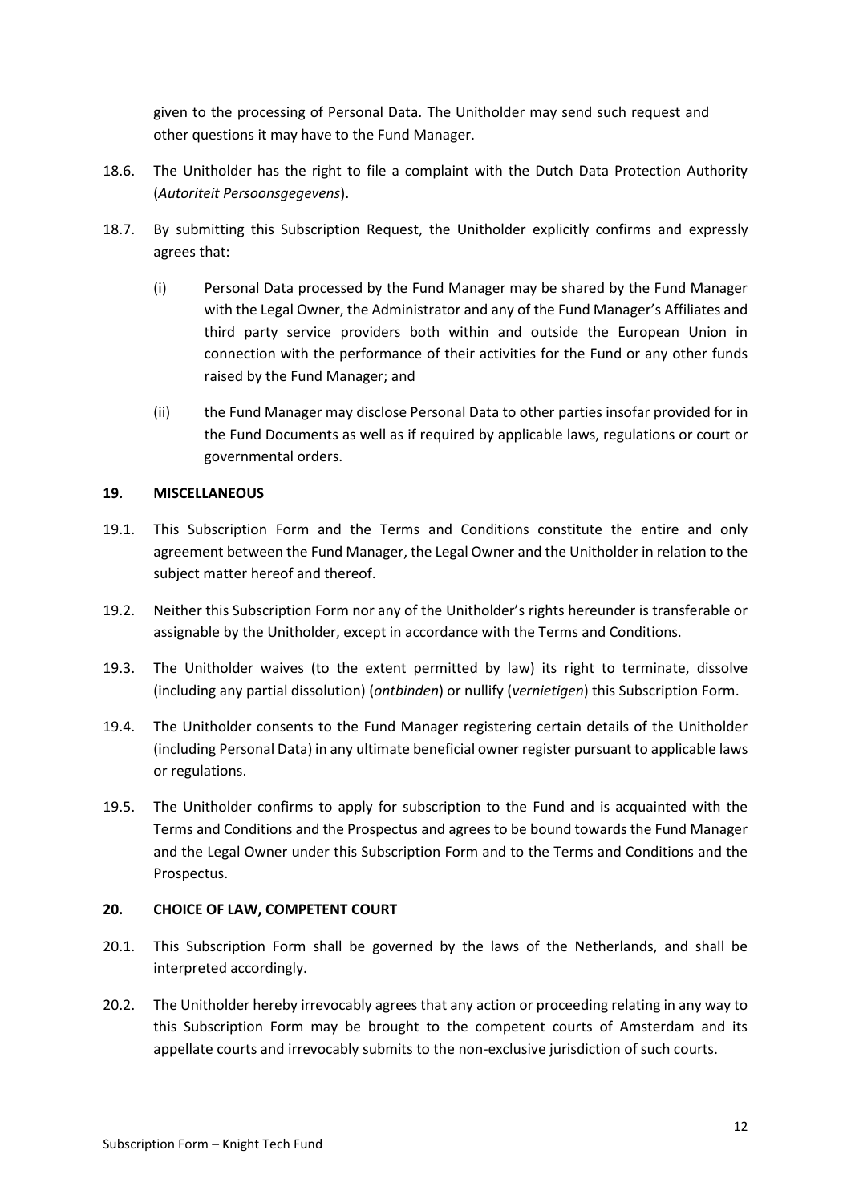given to the processing of Personal Data. The Unitholder may send such request and other questions it may have to the Fund Manager.

18.6. The Unitholder has the right to file a complaint with the Dutch Data Protection Authority (*Autoriteit Persoonsgegevens*).

18.7. By submitting this Subscription Request, the Unitholder explicitly confirms and expressly agrees that:

(i) Personal Data processed by the Fund Manager may be shared by the Fund Manager with the Legal Owner, the Administrator and any of the Fund Manager's Affiliates and third party service providers both within and outside the European Union in connection with the performance of their activities for the Fund or any other funds raised by the Fund Manager; and

(ii) the Fund Manager may disclose Personal Data to other parties insofar provided for in the Fund Documents as well as if required by applicable laws, regulations or court or governmental orders.

## 19. MISCELLANEOUS

19.1. This Subscription Form and the Terms and Conditions constitute the entire and only agreement between the Fund Manager, the Legal Owner and the Unitholder in relation to the subject matter hereof and thereof.

19.2. Neither this Subscription Form nor any of the Unitholder's rights hereunder is transferable or assignable by the Unitholder, except in accordance with the Terms and Conditions.

19.3. The Unitholder waives (to the extent permitted by law) its right to terminate, dissolve (including any partial dissolution) (*ontbinden*) or nullify (*vernietigen*) this Subscription Form.

19.4. The Unitholder consents to the Fund Manager registering certain details of the Unitholder (including Personal Data) in any ultimate beneficial owner register pursuant to applicable laws or regulations.

19.5. The Unitholder confirms to apply for subscription to the Fund and is acquainted with the Terms and Conditions and the Prospectus and agrees to be bound towards the Fund Manager and the Legal Owner under this Subscription Form and to the Terms and Conditions and the Prospectus.

## 20. CHOICE OF LAW, COMPETENT COURT

20.1. This Subscription Form shall be governed by the laws of the Netherlands, and shall be interpreted accordingly.

20.2. The Unitholder hereby irrevocably agrees that any action or proceeding relating in any way to this Subscription Form may be brought to the competent courts of Amsterdam and its appellate courts and irrevocably submits to the non-exclusive jurisdiction of such courts.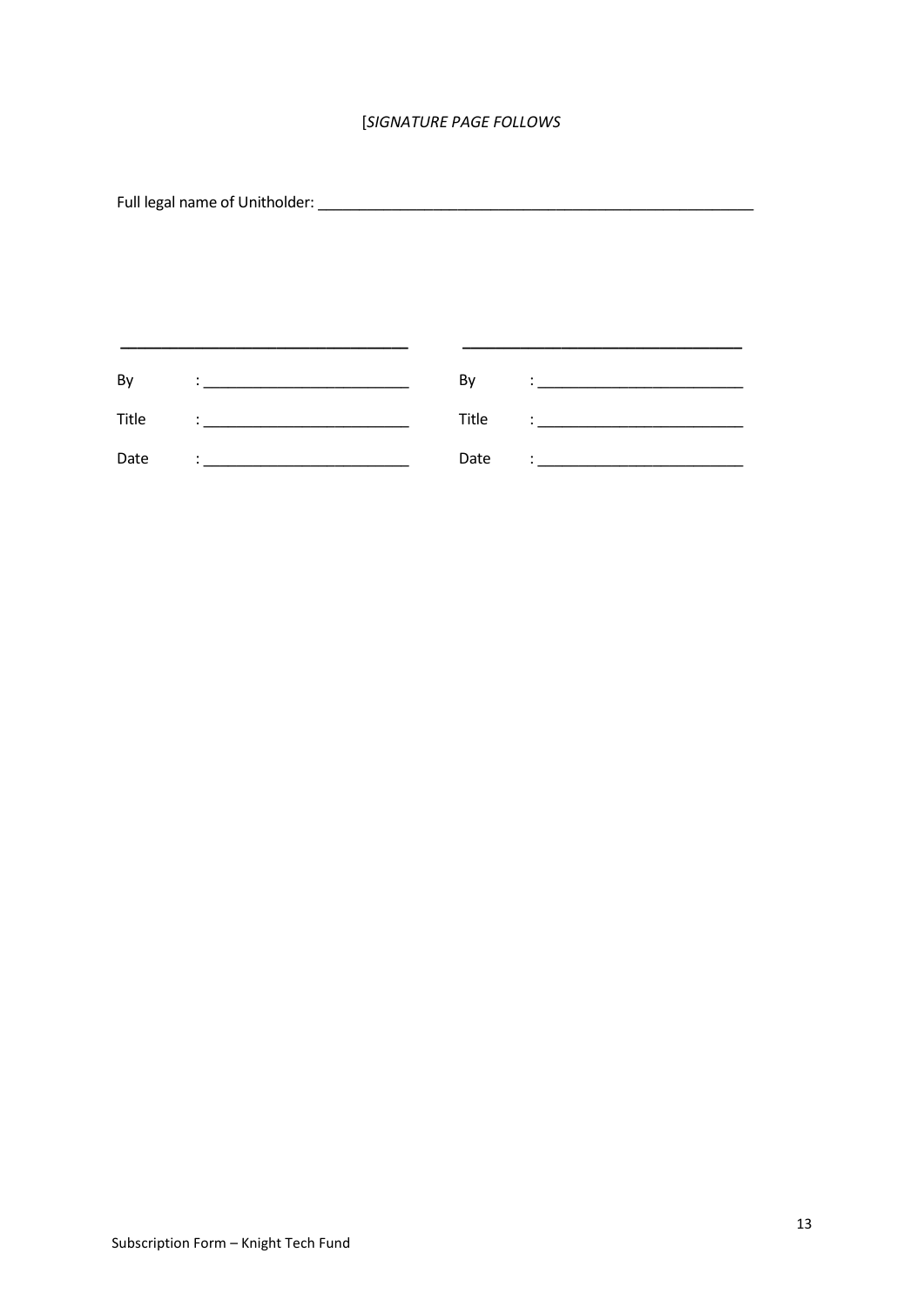[*SIGNATURE PAGE FOLLOWS*

Full legal name of Unitholder: ______________________________________________________

| ___________________________________ | | ___________________________________ | |
|---|---|---|---|
| By | : ___________________________ | By | : ___________________________ |
| Title | : ___________________________ | Title | : ___________________________ |
| Date | : ___________________________ | Date | : ___________________________ |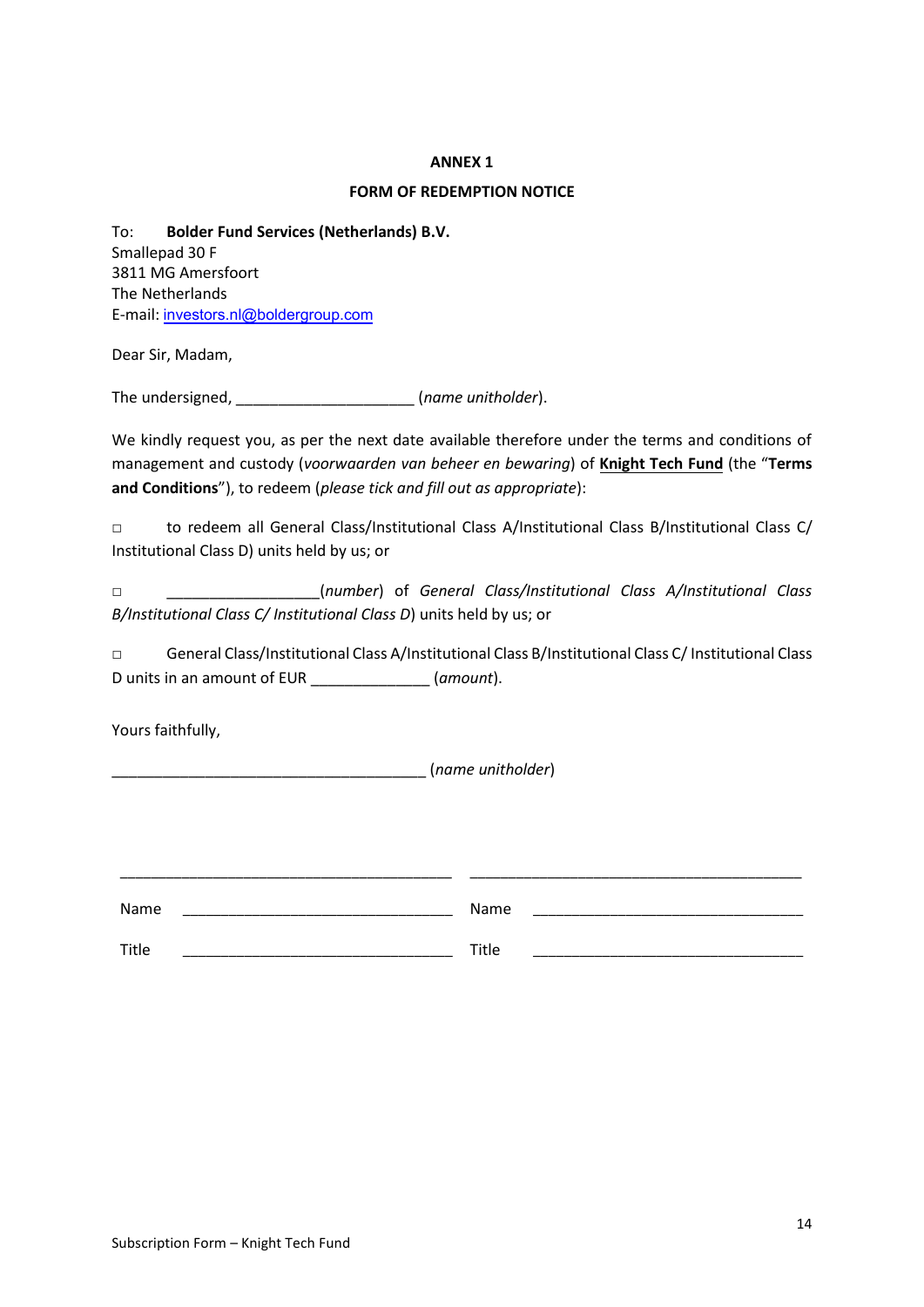**ANNEX 1**

**FORM OF REDEMPTION NOTICE**

To: **Bolder Fund Services (Netherlands) B.V.**
Smallepad 30 F
3811 MG Amersfoort
The Netherlands
E-mail: investors.nl@boldergroup.com

Dear Sir, Madam,

The undersigned, ____________________ (*name unitholder*).

We kindly request you, as per the next date available therefore under the terms and conditions of management and custody (*voorwaarden van beheer en bewaring*) of **Knight Tech Fund** (the "**Terms and Conditions**"), to redeem (*please tick and fill out as appropriate*):

□ to redeem all General Class/Institutional Class A/Institutional Class B/Institutional Class C/ Institutional Class D) units held by us; or

□ _________________(*number*) of *General Class/Institutional Class A/Institutional Class B/Institutional Class C/ Institutional Class D*) units held by us; or

□ General Class/Institutional Class A/Institutional Class B/Institutional Class C/ Institutional Class D units in an amount of EUR _____________ (*amount*).

Yours faithfully,

____________________________________ (*name unitholder*)

| ________________________________ | ________________________________ |
|---|---|
| Name ________________________ | Name ________________________ |
| Title ________________________ | Title ________________________ |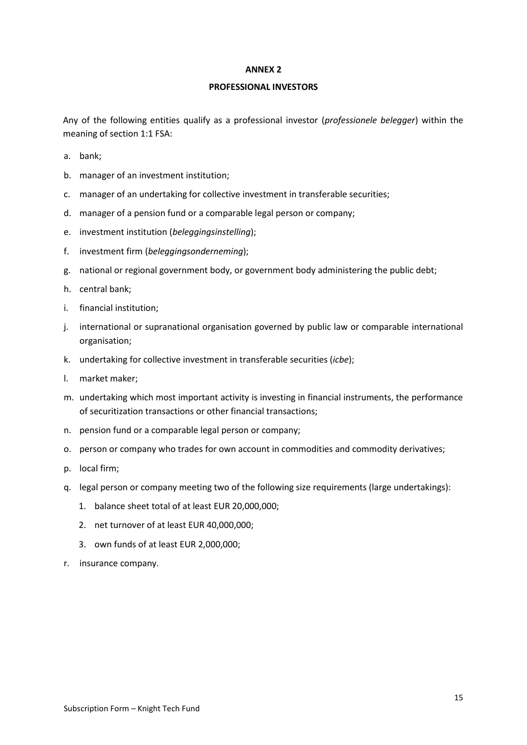# ANNEX 2

## PROFESSIONAL INVESTORS

Any of the following entities qualify as a professional investor (*professionele belegger*) within the meaning of section 1:1 FSA:

a. bank;

b. manager of an investment institution;

c. manager of an undertaking for collective investment in transferable securities;

d. manager of a pension fund or a comparable legal person or company;

e. investment institution (*beleggingsinstelling*);

f. investment firm (*beleggingsonderneming*);

g. national or regional government body, or government body administering the public debt;

h. central bank;

i. financial institution;

j. international or supranational organisation governed by public law or comparable international organisation;

k. undertaking for collective investment in transferable securities (*icbe*);

l. market maker;

m. undertaking which most important activity is investing in financial instruments, the performance of securitization transactions or other financial transactions;

n. pension fund or a comparable legal person or company;

o. person or company who trades for own account in commodities and commodity derivatives;

p. local firm;

q. legal person or company meeting two of the following size requirements (large undertakings):

   1. balance sheet total of at least EUR 20,000,000;

   2. net turnover of at least EUR 40,000,000;

   3. own funds of at least EUR 2,000,000;

r. insurance company.